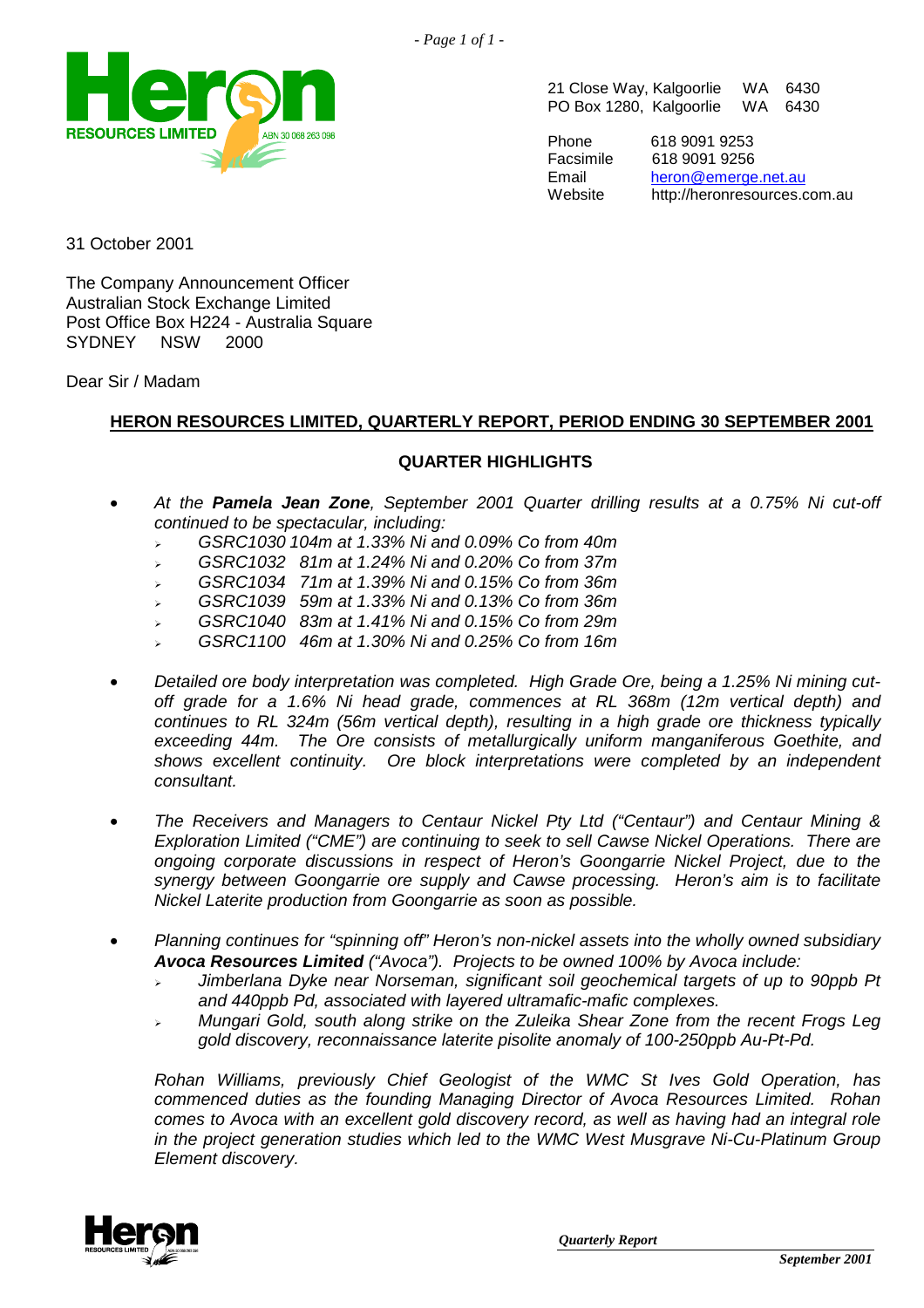21 Close Way, Kalgoorlie WA 6430
PO Box 1280, Kalgoorlie WA 6430

Phone 618 9091 9253
Facsimile 618 9091 9256
Email heron@emerge.net.au
Website http://heronresources.com.au

31 October 2001

The Company Announcement Officer
Australian Stock Exchange Limited
Post Office Box H224 - Australia Square
SYDNEY NSW 2000

Dear Sir / Madam

## HERON RESOURCES LIMITED, QUARTERLY REPORT, PERIOD ENDING 30 SEPTEMBER 2001

### QUARTER HIGHLIGHTS

- *At the **Pamela Jean Zone**, September 2001 Quarter drilling results at a 0.75% Ni cut-off continued to be spectacular, including:*
  - *GSRC1030 104m at 1.33% Ni and 0.09% Co from 40m*
  - *GSRC1032 81m at 1.24% Ni and 0.20% Co from 37m*
  - *GSRC1034 71m at 1.39% Ni and 0.15% Co from 36m*
  - *GSRC1039 59m at 1.33% Ni and 0.13% Co from 36m*
  - *GSRC1040 83m at 1.41% Ni and 0.15% Co from 29m*
  - *GSRC1100 46m at 1.30% Ni and 0.25% Co from 16m*

- *Detailed ore body interpretation was completed. High Grade Ore, being a 1.25% Ni mining cut-off grade for a 1.6% Ni head grade, commences at RL 368m (12m vertical depth) and continues to RL 324m (56m vertical depth), resulting in a high grade ore thickness typically exceeding 44m. The Ore consists of metallurgically uniform manganiferous Goethite, and shows excellent continuity. Ore block interpretations were completed by an independent consultant.*

- *The Receivers and Managers to Centaur Nickel Pty Ltd ("Centaur") and Centaur Mining & Exploration Limited ("CME") are continuing to seek to sell Cawse Nickel Operations. There are ongoing corporate discussions in respect of Heron's Goongarrie Nickel Project, due to the synergy between Goongarrie ore supply and Cawse processing. Heron's aim is to facilitate Nickel Laterite production from Goongarrie as soon as possible.*

- *Planning continues for "spinning off" Heron's non-nickel assets into the wholly owned subsidiary **Avoca Resources Limited** ("Avoca"). Projects to be owned 100% by Avoca include:*
  - *Jimberlana Dyke near Norseman, significant soil geochemical targets of up to 90ppb Pt and 440ppb Pd, associated with layered ultramafic-mafic complexes.*
  - *Mungari Gold, south along strike on the Zuleika Shear Zone from the recent Frogs Leg gold discovery, reconnaissance laterite pisolite anomaly of 100-250ppb Au-Pt-Pd.*

  *Rohan Williams, previously Chief Geologist of the WMC St Ives Gold Operation, has commenced duties as the founding Managing Director of Avoca Resources Limited. Rohan comes to Avoca with an excellent gold discovery record, as well as having had an integral role in the project generation studies which led to the WMC West Musgrave Ni-Cu-Platinum Group Element discovery.*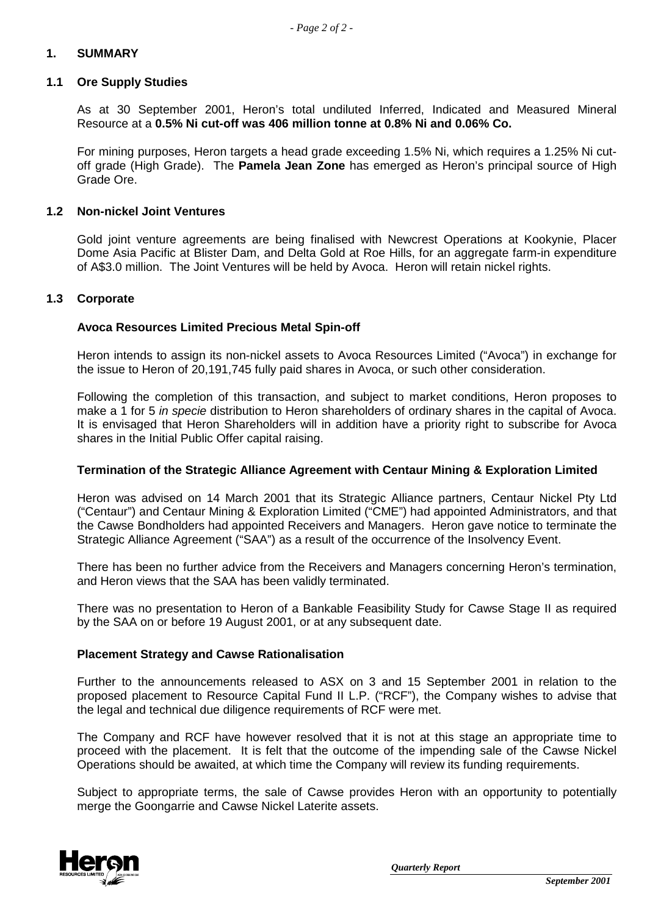## 1. SUMMARY

### 1.1 Ore Supply Studies

As at 30 September 2001, Heron's total undiluted Inferred, Indicated and Measured Mineral Resource at a **0.5% Ni cut-off was 406 million tonne at 0.8% Ni and 0.06% Co.**

For mining purposes, Heron targets a head grade exceeding 1.5% Ni, which requires a 1.25% Ni cut-off grade (High Grade). The **Pamela Jean Zone** has emerged as Heron's principal source of High Grade Ore.

### 1.2 Non-nickel Joint Ventures

Gold joint venture agreements are being finalised with Newcrest Operations at Kookynie, Placer Dome Asia Pacific at Blister Dam, and Delta Gold at Roe Hills, for an aggregate farm-in expenditure of A$3.0 million. The Joint Ventures will be held by Avoca. Heron will retain nickel rights.

### 1.3 Corporate

**Avoca Resources Limited Precious Metal Spin-off**

Heron intends to assign its non-nickel assets to Avoca Resources Limited ("Avoca") in exchange for the issue to Heron of 20,191,745 fully paid shares in Avoca, or such other consideration.

Following the completion of this transaction, and subject to market conditions, Heron proposes to make a 1 for 5 *in specie* distribution to Heron shareholders of ordinary shares in the capital of Avoca. It is envisaged that Heron Shareholders will in addition have a priority right to subscribe for Avoca shares in the Initial Public Offer capital raising.

**Termination of the Strategic Alliance Agreement with Centaur Mining & Exploration Limited**

Heron was advised on 14 March 2001 that its Strategic Alliance partners, Centaur Nickel Pty Ltd ("Centaur") and Centaur Mining & Exploration Limited ("CME") had appointed Administrators, and that the Cawse Bondholders had appointed Receivers and Managers. Heron gave notice to terminate the Strategic Alliance Agreement ("SAA") as a result of the occurrence of the Insolvency Event.

There has been no further advice from the Receivers and Managers concerning Heron's termination, and Heron views that the SAA has been validly terminated.

There was no presentation to Heron of a Bankable Feasibility Study for Cawse Stage II as required by the SAA on or before 19 August 2001, or at any subsequent date.

**Placement Strategy and Cawse Rationalisation**

Further to the announcements released to ASX on 3 and 15 September 2001 in relation to the proposed placement to Resource Capital Fund II L.P. ("RCF"), the Company wishes to advise that the legal and technical due diligence requirements of RCF were met.

The Company and RCF have however resolved that it is not at this stage an appropriate time to proceed with the placement. It is felt that the outcome of the impending sale of the Cawse Nickel Operations should be awaited, at which time the Company will review its funding requirements.

Subject to appropriate terms, the sale of Cawse provides Heron with an opportunity to potentially merge the Goongarrie and Cawse Nickel Laterite assets.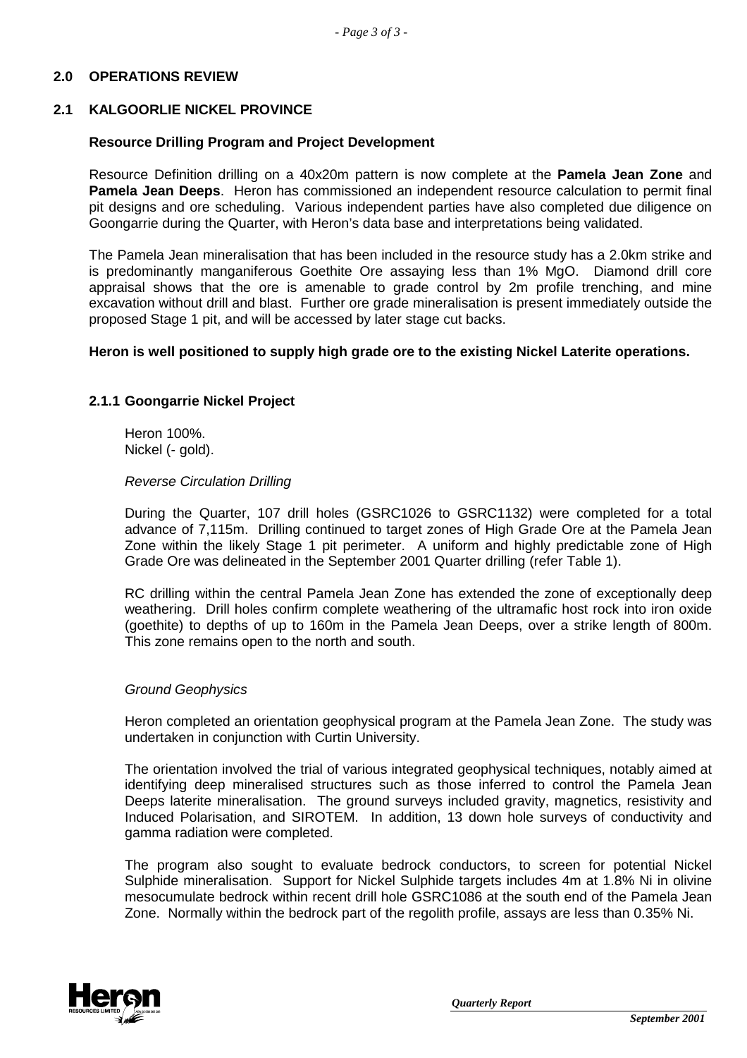## 2.0 OPERATIONS REVIEW

### 2.1 KALGOORLIE NICKEL PROVINCE

**Resource Drilling Program and Project Development**

Resource Definition drilling on a 40x20m pattern is now complete at the **Pamela Jean Zone** and **Pamela Jean Deeps**. Heron has commissioned an independent resource calculation to permit final pit designs and ore scheduling. Various independent parties have also completed due diligence on Goongarrie during the Quarter, with Heron's data base and interpretations being validated.

The Pamela Jean mineralisation that has been included in the resource study has a 2.0km strike and is predominantly manganiferous Goethite Ore assaying less than 1% MgO. Diamond drill core appraisal shows that the ore is amenable to grade control by 2m profile trenching, and mine excavation without drill and blast. Further ore grade mineralisation is present immediately outside the proposed Stage 1 pit, and will be accessed by later stage cut backs.

**Heron is well positioned to supply high grade ore to the existing Nickel Laterite operations.**

#### 2.1.1 Goongarrie Nickel Project

Heron 100%.
Nickel (- gold).

*Reverse Circulation Drilling*

During the Quarter, 107 drill holes (GSRC1026 to GSRC1132) were completed for a total advance of 7,115m. Drilling continued to target zones of High Grade Ore at the Pamela Jean Zone within the likely Stage 1 pit perimeter. A uniform and highly predictable zone of High Grade Ore was delineated in the September 2001 Quarter drilling (refer Table 1).

RC drilling within the central Pamela Jean Zone has extended the zone of exceptionally deep weathering. Drill holes confirm complete weathering of the ultramafic host rock into iron oxide (goethite) to depths of up to 160m in the Pamela Jean Deeps, over a strike length of 800m. This zone remains open to the north and south.

*Ground Geophysics*

Heron completed an orientation geophysical program at the Pamela Jean Zone. The study was undertaken in conjunction with Curtin University.

The orientation involved the trial of various integrated geophysical techniques, notably aimed at identifying deep mineralised structures such as those inferred to control the Pamela Jean Deeps laterite mineralisation. The ground surveys included gravity, magnetics, resistivity and Induced Polarisation, and SIROTEM. In addition, 13 down hole surveys of conductivity and gamma radiation were completed.

The program also sought to evaluate bedrock conductors, to screen for potential Nickel Sulphide mineralisation. Support for Nickel Sulphide targets includes 4m at 1.8% Ni in olivine mesocumulate bedrock within recent drill hole GSRC1086 at the south end of the Pamela Jean Zone. Normally within the bedrock part of the regolith profile, assays are less than 0.35% Ni.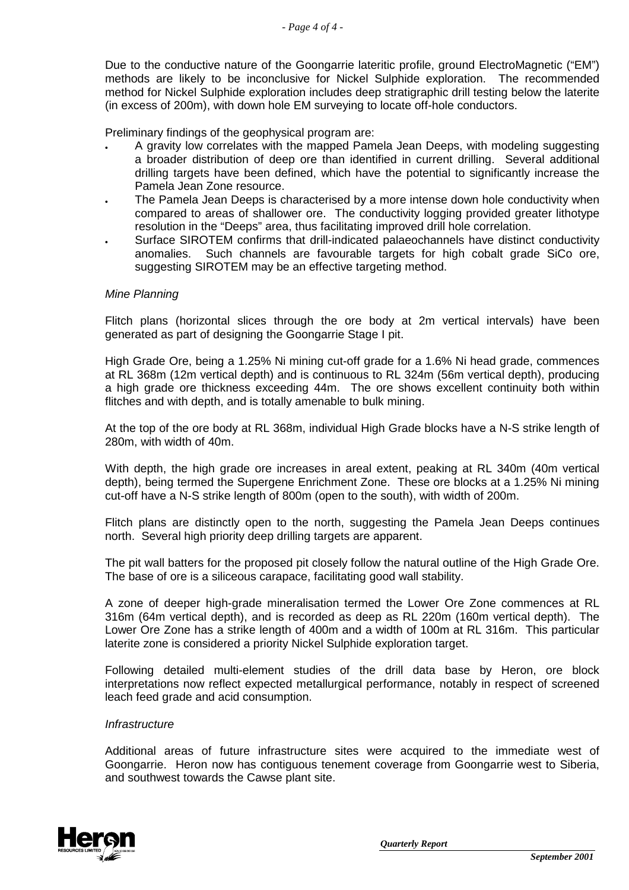Due to the conductive nature of the Goongarrie lateritic profile, ground ElectroMagnetic ("EM") methods are likely to be inconclusive for Nickel Sulphide exploration. The recommended method for Nickel Sulphide exploration includes deep stratigraphic drill testing below the laterite (in excess of 200m), with down hole EM surveying to locate off-hole conductors.

Preliminary findings of the geophysical program are:

- A gravity low correlates with the mapped Pamela Jean Deeps, with modeling suggesting a broader distribution of deep ore than identified in current drilling. Several additional drilling targets have been defined, which have the potential to significantly increase the Pamela Jean Zone resource.
- The Pamela Jean Deeps is characterised by a more intense down hole conductivity when compared to areas of shallower ore. The conductivity logging provided greater lithotype resolution in the "Deeps" area, thus facilitating improved drill hole correlation.
- Surface SIROTEM confirms that drill-indicated palaeochannels have distinct conductivity anomalies. Such channels are favourable targets for high cobalt grade SiCo ore, suggesting SIROTEM may be an effective targeting method.

*Mine Planning*

Flitch plans (horizontal slices through the ore body at 2m vertical intervals) have been generated as part of designing the Goongarrie Stage I pit.

High Grade Ore, being a 1.25% Ni mining cut-off grade for a 1.6% Ni head grade, commences at RL 368m (12m vertical depth) and is continuous to RL 324m (56m vertical depth), producing a high grade ore thickness exceeding 44m. The ore shows excellent continuity both within flitches and with depth, and is totally amenable to bulk mining.

At the top of the ore body at RL 368m, individual High Grade blocks have a N-S strike length of 280m, with width of 40m.

With depth, the high grade ore increases in areal extent, peaking at RL 340m (40m vertical depth), being termed the Supergene Enrichment Zone. These ore blocks at a 1.25% Ni mining cut-off have a N-S strike length of 800m (open to the south), with width of 200m.

Flitch plans are distinctly open to the north, suggesting the Pamela Jean Deeps continues north. Several high priority deep drilling targets are apparent.

The pit wall batters for the proposed pit closely follow the natural outline of the High Grade Ore. The base of ore is a siliceous carapace, facilitating good wall stability.

A zone of deeper high-grade mineralisation termed the Lower Ore Zone commences at RL 316m (64m vertical depth), and is recorded as deep as RL 220m (160m vertical depth). The Lower Ore Zone has a strike length of 400m and a width of 100m at RL 316m. This particular laterite zone is considered a priority Nickel Sulphide exploration target.

Following detailed multi-element studies of the drill data base by Heron, ore block interpretations now reflect expected metallurgical performance, notably in respect of screened leach feed grade and acid consumption.

*Infrastructure*

Additional areas of future infrastructure sites were acquired to the immediate west of Goongarrie. Heron now has contiguous tenement coverage from Goongarrie west to Siberia, and southwest towards the Cawse plant site.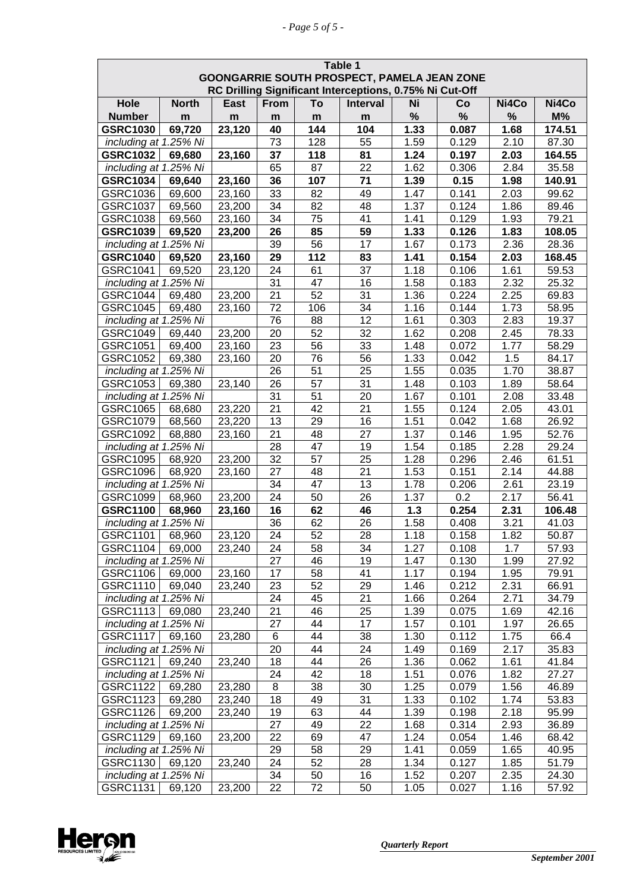| Table 1<br>GOONGARRIE SOUTH PROSPECT, PAMELA JEAN ZONE<br>RC Drilling Significant Interceptions, 0.75% Ni Cut-Off | | | | | | | | | |
|---|---|---|---|---|---|---|---|---|---|
| Hole Number | North m | East m | From m | To m | Interval m | Ni % | Co % | Ni4Co % | Ni4Co M% |
| **GSRC1030** | **69,720** | **23,120** | **40** | **144** | **104** | **1.33** | **0.087** | **1.68** | **174.51** |
| *including at 1.25% Ni* | | | 73 | 128 | 55 | 1.59 | 0.129 | 2.10 | 87.30 |
| **GSRC1032** | **69,680** | **23,160** | **37** | **118** | **81** | **1.24** | **0.197** | **2.03** | **164.55** |
| *including at 1.25% Ni* | | | 65 | 87 | 22 | 1.62 | 0.306 | 2.84 | 35.58 |
| **GSRC1034** | **69,640** | **23,160** | **36** | **107** | **71** | **1.39** | **0.15** | **1.98** | **140.91** |
| GSRC1036 | 69,600 | 23,160 | 33 | 82 | 49 | 1.47 | 0.141 | 2.03 | 99.62 |
| GSRC1037 | 69,560 | 23,200 | 34 | 82 | 48 | 1.37 | 0.124 | 1.86 | 89.46 |
| GSRC1038 | 69,560 | 23,160 | 34 | 75 | 41 | 1.41 | 0.129 | 1.93 | 79.21 |
| **GSRC1039** | **69,520** | **23,200** | **26** | **85** | **59** | **1.33** | **0.126** | **1.83** | **108.05** |
| *including at 1.25% Ni* | | | 39 | 56 | 17 | 1.67 | 0.173 | 2.36 | 28.36 |
| **GSRC1040** | **69,520** | **23,160** | **29** | **112** | **83** | **1.41** | **0.154** | **2.03** | **168.45** |
| GSRC1041 | 69,520 | 23,120 | 24 | 61 | 37 | 1.18 | 0.106 | 1.61 | 59.53 |
| *including at 1.25% Ni* | | | 31 | 47 | 16 | 1.58 | 0.183 | 2.32 | 25.32 |
| GSRC1044 | 69,480 | 23,200 | 21 | 52 | 31 | 1.36 | 0.224 | 2.25 | 69.83 |
| GSRC1045 | 69,480 | 23,160 | 72 | 106 | 34 | 1.16 | 0.144 | 1.73 | 58.95 |
| *including at 1.25% Ni* | | | 76 | 88 | 12 | 1.61 | 0.303 | 2.83 | 19.37 |
| GSRC1049 | 69,440 | 23,200 | 20 | 52 | 32 | 1.62 | 0.208 | 2.45 | 78.33 |
| GSRC1051 | 69,400 | 23,160 | 23 | 56 | 33 | 1.48 | 0.072 | 1.77 | 58.29 |
| GSRC1052 | 69,380 | 23,160 | 20 | 76 | 56 | 1.33 | 0.042 | 1.5 | 84.17 |
| *including at 1.25% Ni* | | | 26 | 51 | 25 | 1.55 | 0.035 | 1.70 | 38.87 |
| GSRC1053 | 69,380 | 23,140 | 26 | 57 | 31 | 1.48 | 0.103 | 1.89 | 58.64 |
| *including at 1.25% Ni* | | | 31 | 51 | 20 | 1.67 | 0.101 | 2.08 | 33.48 |
| GSRC1065 | 68,680 | 23,220 | 21 | 42 | 21 | 1.55 | 0.124 | 2.05 | 43.01 |
| GSRC1079 | 68,560 | 23,220 | 13 | 29 | 16 | 1.51 | 0.042 | 1.68 | 26.92 |
| GSRC1092 | 68,880 | 23,160 | 21 | 48 | 27 | 1.37 | 0.146 | 1.95 | 52.76 |
| *including at 1.25% Ni* | | | 28 | 47 | 19 | 1.54 | 0.185 | 2.28 | 29.24 |
| GSRC1095 | 68,920 | 23,200 | 32 | 57 | 25 | 1.28 | 0.296 | 2.46 | 61.51 |
| GSRC1096 | 68,920 | 23,160 | 27 | 48 | 21 | 1.53 | 0.151 | 2.14 | 44.88 |
| *including at 1.25% Ni* | | | 34 | 47 | 13 | 1.78 | 0.206 | 2.61 | 23.19 |
| GSRC1099 | 68,960 | 23,200 | 24 | 50 | 26 | 1.37 | 0.2 | 2.17 | 56.41 |
| **GSRC1100** | **68,960** | **23,160** | **16** | **62** | **46** | **1.3** | **0.254** | **2.31** | **106.48** |
| *including at 1.25% Ni* | | | 36 | 62 | 26 | 1.58 | 0.408 | 3.21 | 41.03 |
| GSRC1101 | 68,960 | 23,120 | 24 | 52 | 28 | 1.18 | 0.158 | 1.82 | 50.87 |
| GSRC1104 | 69,000 | 23,240 | 24 | 58 | 34 | 1.27 | 0.108 | 1.7 | 57.93 |
| *including at 1.25% Ni* | | | 27 | 46 | 19 | 1.47 | 0.130 | 1.99 | 27.92 |
| GSRC1106 | 69,000 | 23,160 | 17 | 58 | 41 | 1.17 | 0.194 | 1.95 | 79.91 |
| GSRC1110 | 69,040 | 23,240 | 23 | 52 | 29 | 1.46 | 0.212 | 2.31 | 66.91 |
| *including at 1.25% Ni* | | | 24 | 45 | 21 | 1.66 | 0.264 | 2.71 | 34.79 |
| GSRC1113 | 69,080 | 23,240 | 21 | 46 | 25 | 1.39 | 0.075 | 1.69 | 42.16 |
| *including at 1.25% Ni* | | | 27 | 44 | 17 | 1.57 | 0.101 | 1.97 | 26.65 |
| GSRC1117 | 69,160 | 23,280 | 6 | 44 | 38 | 1.30 | 0.112 | 1.75 | 66.4 |
| *including at 1.25% Ni* | | | 20 | 44 | 24 | 1.49 | 0.169 | 2.17 | 35.83 |
| GSRC1121 | 69,240 | 23,240 | 18 | 44 | 26 | 1.36 | 0.062 | 1.61 | 41.84 |
| *including at 1.25% Ni* | | | 24 | 42 | 18 | 1.51 | 0.076 | 1.82 | 27.27 |
| GSRC1122 | 69,280 | 23,280 | 8 | 38 | 30 | 1.25 | 0.079 | 1.56 | 46.89 |
| GSRC1123 | 69,280 | 23,240 | 18 | 49 | 31 | 1.33 | 0.102 | 1.74 | 53.83 |
| GSRC1126 | 69,200 | 23,240 | 19 | 63 | 44 | 1.39 | 0.198 | 2.18 | 95.99 |
| *including at 1.25% Ni* | | | 27 | 49 | 22 | 1.68 | 0.314 | 2.93 | 36.89 |
| GSRC1129 | 69,160 | 23,200 | 22 | 69 | 47 | 1.24 | 0.054 | 1.46 | 68.42 |
| *including at 1.25% Ni* | | | 29 | 58 | 29 | 1.41 | 0.059 | 1.65 | 40.95 |
| GSRC1130 | 69,120 | 23,240 | 24 | 52 | 28 | 1.34 | 0.127 | 1.85 | 51.79 |
| *including at 1.25% Ni* | | | 34 | 50 | 16 | 1.52 | 0.207 | 2.35 | 24.30 |
| GSRC1131 | 69,120 | 23,200 | 22 | 72 | 50 | 1.05 | 0.027 | 1.16 | 57.92 |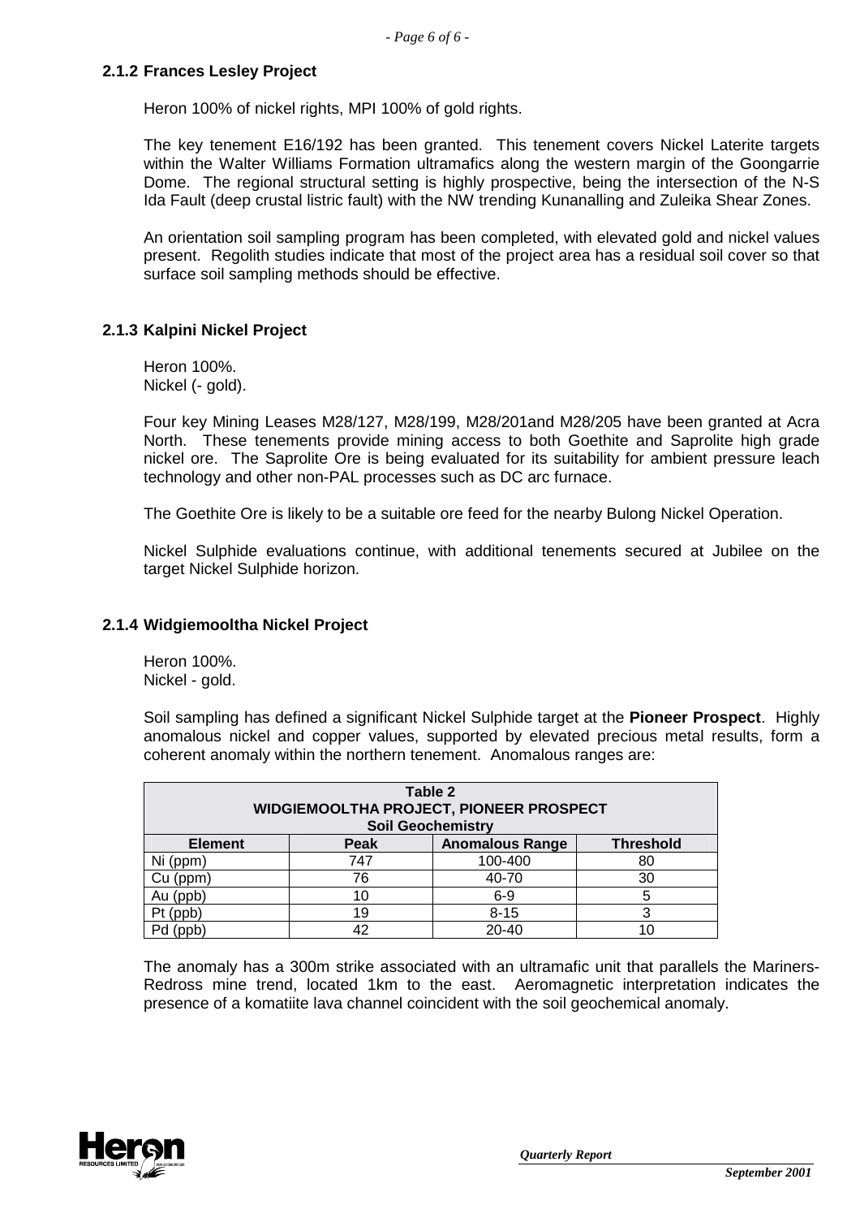### 2.1.2 Frances Lesley Project

Heron 100% of nickel rights, MPI 100% of gold rights.

The key tenement E16/192 has been granted. This tenement covers Nickel Laterite targets within the Walter Williams Formation ultramafics along the western margin of the Goongarrie Dome. The regional structural setting is highly prospective, being the intersection of the N-S Ida Fault (deep crustal listric fault) with the NW trending Kunanalling and Zuleika Shear Zones.

An orientation soil sampling program has been completed, with elevated gold and nickel values present. Regolith studies indicate that most of the project area has a residual soil cover so that surface soil sampling methods should be effective.

### 2.1.3 Kalpini Nickel Project

Heron 100%.
Nickel (- gold).

Four key Mining Leases M28/127, M28/199, M28/201and M28/205 have been granted at Acra North. These tenements provide mining access to both Goethite and Saprolite high grade nickel ore. The Saprolite Ore is being evaluated for its suitability for ambient pressure leach technology and other non-PAL processes such as DC arc furnace.

The Goethite Ore is likely to be a suitable ore feed for the nearby Bulong Nickel Operation.

Nickel Sulphide evaluations continue, with additional tenements secured at Jubilee on the target Nickel Sulphide horizon.

### 2.1.4 Widgiemooltha Nickel Project

Heron 100%.
Nickel - gold.

Soil sampling has defined a significant Nickel Sulphide target at the **Pioneer Prospect**. Highly anomalous nickel and copper values, supported by elevated precious metal results, form a coherent anomaly within the northern tenement. Anomalous ranges are:

**Table 2**
**WIDGIEMOOLTHA PROJECT, PIONEER PROSPECT**
**Soil Geochemistry**

| Element | Peak | Anomalous Range | Threshold |
|---|---|---|---|
| Ni (ppm) | 747 | 100-400 | 80 |
| Cu (ppm) | 76 | 40-70 | 30 |
| Au (ppb) | 10 | 6-9 | 5 |
| Pt (ppb) | 19 | 8-15 | 3 |
| Pd (ppb) | 42 | 20-40 | 10 |

The anomaly has a 300m strike associated with an ultramafic unit that parallels the Mariners-Redross mine trend, located 1km to the east. Aeromagnetic interpretation indicates the presence of a komatiite lava channel coincident with the soil geochemical anomaly.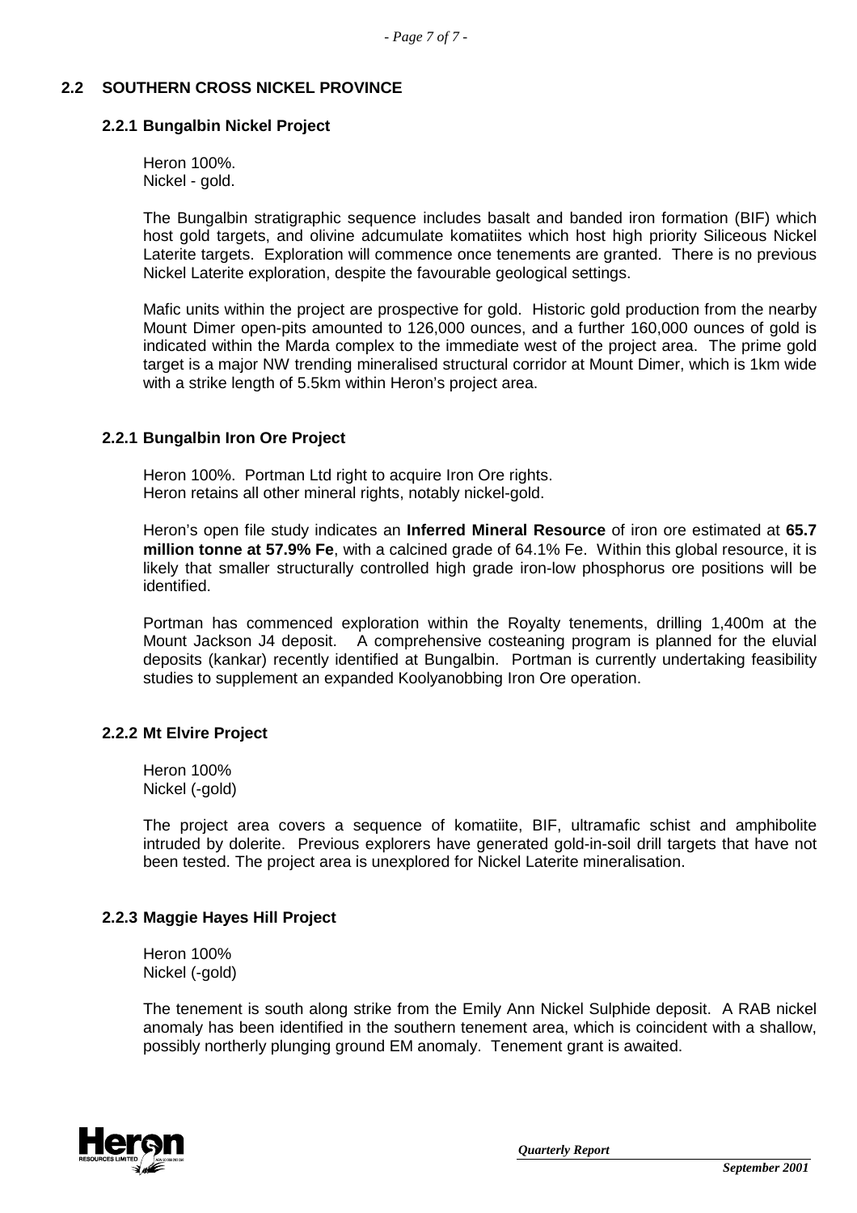## 2.2 SOUTHERN CROSS NICKEL PROVINCE

### 2.2.1 Bungalbin Nickel Project

Heron 100%.
Nickel - gold.

The Bungalbin stratigraphic sequence includes basalt and banded iron formation (BIF) which host gold targets, and olivine adcumulate komatiites which host high priority Siliceous Nickel Laterite targets. Exploration will commence once tenements are granted. There is no previous Nickel Laterite exploration, despite the favourable geological settings.

Mafic units within the project are prospective for gold. Historic gold production from the nearby Mount Dimer open-pits amounted to 126,000 ounces, and a further 160,000 ounces of gold is indicated within the Marda complex to the immediate west of the project area. The prime gold target is a major NW trending mineralised structural corridor at Mount Dimer, which is 1km wide with a strike length of 5.5km within Heron's project area.

### 2.2.1 Bungalbin Iron Ore Project

Heron 100%. Portman Ltd right to acquire Iron Ore rights.
Heron retains all other mineral rights, notably nickel-gold.

Heron's open file study indicates an **Inferred Mineral Resource** of iron ore estimated at **65.7 million tonne at 57.9% Fe**, with a calcined grade of 64.1% Fe. Within this global resource, it is likely that smaller structurally controlled high grade iron-low phosphorus ore positions will be identified.

Portman has commenced exploration within the Royalty tenements, drilling 1,400m at the Mount Jackson J4 deposit. A comprehensive costeaning program is planned for the eluvial deposits (kankar) recently identified at Bungalbin. Portman is currently undertaking feasibility studies to supplement an expanded Koolyanobbing Iron Ore operation.

### 2.2.2 Mt Elvire Project

Heron 100%
Nickel (-gold)

The project area covers a sequence of komatiite, BIF, ultramafic schist and amphibolite intruded by dolerite. Previous explorers have generated gold-in-soil drill targets that have not been tested. The project area is unexplored for Nickel Laterite mineralisation.

### 2.2.3 Maggie Hayes Hill Project

Heron 100%
Nickel (-gold)

The tenement is south along strike from the Emily Ann Nickel Sulphide deposit. A RAB nickel anomaly has been identified in the southern tenement area, which is coincident with a shallow, possibly northerly plunging ground EM anomaly. Tenement grant is awaited.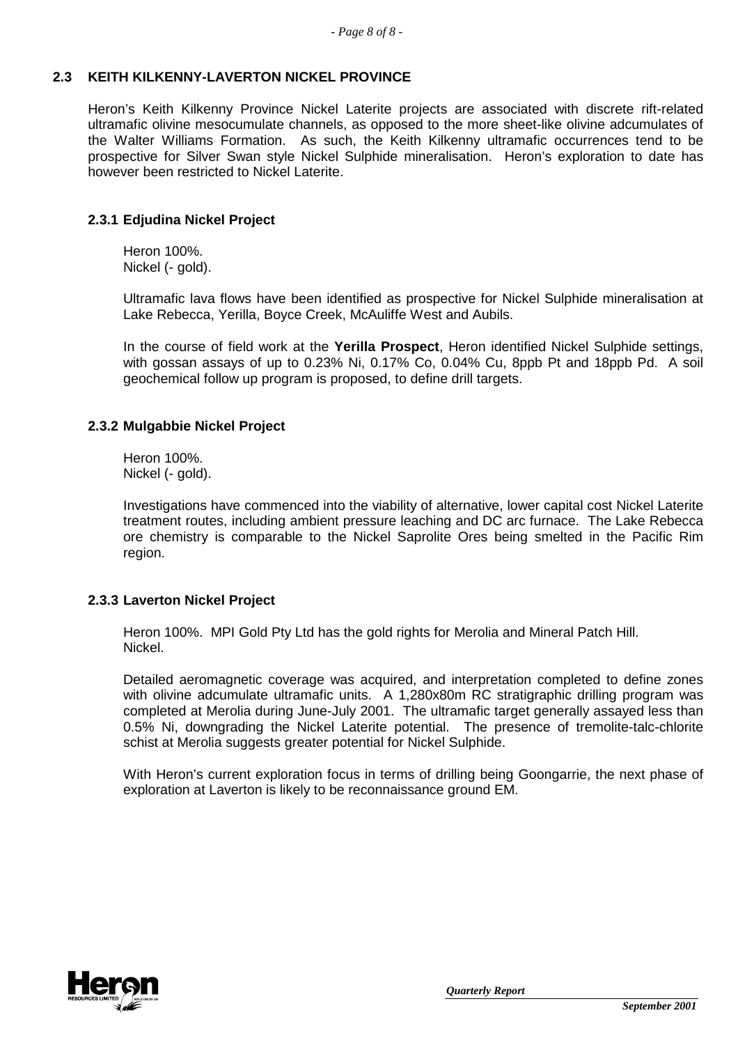## 2.3 KEITH KILKENNY-LAVERTON NICKEL PROVINCE

Heron's Keith Kilkenny Province Nickel Laterite projects are associated with discrete rift-related ultramafic olivine mesocumulate channels, as opposed to the more sheet-like olivine adcumulates of the Walter Williams Formation. As such, the Keith Kilkenny ultramafic occurrences tend to be prospective for Silver Swan style Nickel Sulphide mineralisation. Heron's exploration to date has however been restricted to Nickel Laterite.

### 2.3.1 Edjudina Nickel Project

Heron 100%.
Nickel (- gold).

Ultramafic lava flows have been identified as prospective for Nickel Sulphide mineralisation at Lake Rebecca, Yerilla, Boyce Creek, McAuliffe West and Aubils.

In the course of field work at the **Yerilla Prospect**, Heron identified Nickel Sulphide settings, with gossan assays of up to 0.23% Ni, 0.17% Co, 0.04% Cu, 8ppb Pt and 18ppb Pd. A soil geochemical follow up program is proposed, to define drill targets.

### 2.3.2 Mulgabbie Nickel Project

Heron 100%.
Nickel (- gold).

Investigations have commenced into the viability of alternative, lower capital cost Nickel Laterite treatment routes, including ambient pressure leaching and DC arc furnace. The Lake Rebecca ore chemistry is comparable to the Nickel Saprolite Ores being smelted in the Pacific Rim region.

### 2.3.3 Laverton Nickel Project

Heron 100%. MPI Gold Pty Ltd has the gold rights for Merolia and Mineral Patch Hill.
Nickel.

Detailed aeromagnetic coverage was acquired, and interpretation completed to define zones with olivine adcumulate ultramafic units. A 1,280x80m RC stratigraphic drilling program was completed at Merolia during June-July 2001. The ultramafic target generally assayed less than 0.5% Ni, downgrading the Nickel Laterite potential. The presence of tremolite-talc-chlorite schist at Merolia suggests greater potential for Nickel Sulphide.

With Heron's current exploration focus in terms of drilling being Goongarrie, the next phase of exploration at Laverton is likely to be reconnaissance ground EM.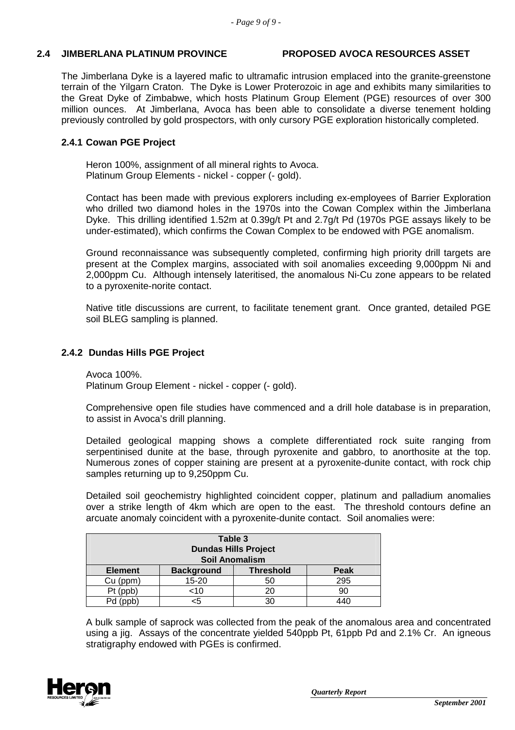## 2.4 JIMBERLANA PLATINUM PROVINCE PROPOSED AVOCA RESOURCES ASSET

The Jimberlana Dyke is a layered mafic to ultramafic intrusion emplaced into the granite-greenstone terrain of the Yilgarn Craton. The Dyke is Lower Proterozoic in age and exhibits many similarities to the Great Dyke of Zimbabwe, which hosts Platinum Group Element (PGE) resources of over 300 million ounces. At Jimberlana, Avoca has been able to consolidate a diverse tenement holding previously controlled by gold prospectors, with only cursory PGE exploration historically completed.

### 2.4.1 Cowan PGE Project

Heron 100%, assignment of all mineral rights to Avoca.
Platinum Group Elements - nickel - copper (- gold).

Contact has been made with previous explorers including ex-employees of Barrier Exploration who drilled two diamond holes in the 1970s into the Cowan Complex within the Jimberlana Dyke. This drilling identified 1.52m at 0.39g/t Pt and 2.7g/t Pd (1970s PGE assays likely to be under-estimated), which confirms the Cowan Complex to be endowed with PGE anomalism.

Ground reconnaissance was subsequently completed, confirming high priority drill targets are present at the Complex margins, associated with soil anomalies exceeding 9,000ppm Ni and 2,000ppm Cu. Although intensely lateritised, the anomalous Ni-Cu zone appears to be related to a pyroxenite-norite contact.

Native title discussions are current, to facilitate tenement grant. Once granted, detailed PGE soil BLEG sampling is planned.

### 2.4.2 Dundas Hills PGE Project

Avoca 100%.
Platinum Group Element - nickel - copper (- gold).

Comprehensive open file studies have commenced and a drill hole database is in preparation, to assist in Avoca's drill planning.

Detailed geological mapping shows a complete differentiated rock suite ranging from serpentinised dunite at the base, through pyroxenite and gabbro, to anorthosite at the top. Numerous zones of copper staining are present at a pyroxenite-dunite contact, with rock chip samples returning up to 9,250ppm Cu.

Detailed soil geochemistry highlighted coincident copper, platinum and palladium anomalies over a strike length of 4km which are open to the east. The threshold contours define an arcuate anomaly coincident with a pyroxenite-dunite contact. Soil anomalies were:

**Table 3**
**Dundas Hills Project**
**Soil Anomalism**

| Element | Background | Threshold | Peak |
|---|---|---|---|
| Cu (ppm) | 15-20 | 50 | 295 |
| Pt (ppb) | <10 | 20 | 90 |
| Pd (ppb) | <5 | 30 | 440 |

A bulk sample of saprock was collected from the peak of the anomalous area and concentrated using a jig. Assays of the concentrate yielded 540ppb Pt, 61ppb Pd and 2.1% Cr. An igneous stratigraphy endowed with PGEs is confirmed.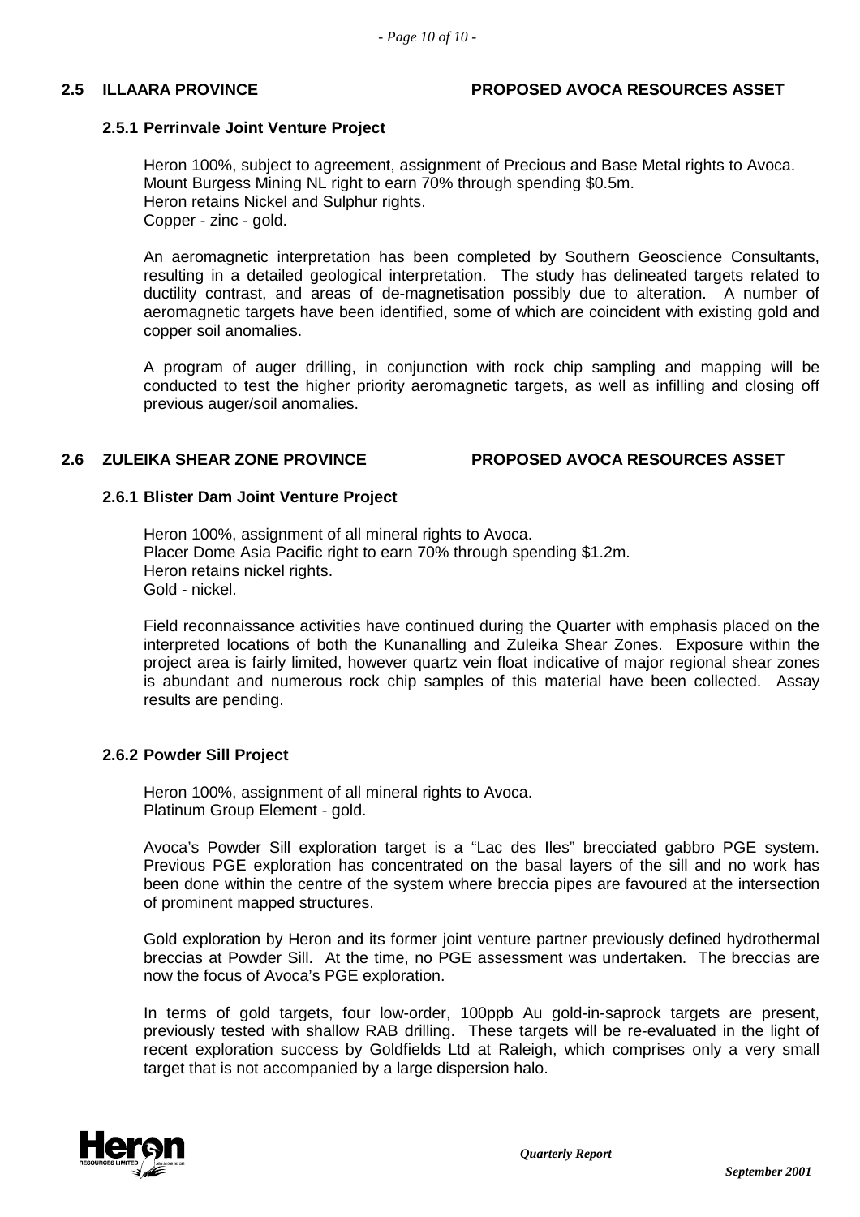## 2.5 ILLAARA PROVINCE — PROPOSED AVOCA RESOURCES ASSET

### 2.5.1 Perrinvale Joint Venture Project

Heron 100%, subject to agreement, assignment of Precious and Base Metal rights to Avoca.
Mount Burgess Mining NL right to earn 70% through spending $0.5m.
Heron retains Nickel and Sulphur rights.
Copper - zinc - gold.

An aeromagnetic interpretation has been completed by Southern Geoscience Consultants, resulting in a detailed geological interpretation. The study has delineated targets related to ductility contrast, and areas of de-magnetisation possibly due to alteration. A number of aeromagnetic targets have been identified, some of which are coincident with existing gold and copper soil anomalies.

A program of auger drilling, in conjunction with rock chip sampling and mapping will be conducted to test the higher priority aeromagnetic targets, as well as infilling and closing off previous auger/soil anomalies.

## 2.6 ZULEIKA SHEAR ZONE PROVINCE — PROPOSED AVOCA RESOURCES ASSET

### 2.6.1 Blister Dam Joint Venture Project

Heron 100%, assignment of all mineral rights to Avoca.
Placer Dome Asia Pacific right to earn 70% through spending $1.2m.
Heron retains nickel rights.
Gold - nickel.

Field reconnaissance activities have continued during the Quarter with emphasis placed on the interpreted locations of both the Kunanalling and Zuleika Shear Zones. Exposure within the project area is fairly limited, however quartz vein float indicative of major regional shear zones is abundant and numerous rock chip samples of this material have been collected. Assay results are pending.

### 2.6.2 Powder Sill Project

Heron 100%, assignment of all mineral rights to Avoca.
Platinum Group Element - gold.

Avoca's Powder Sill exploration target is a "Lac des Iles" brecciated gabbro PGE system. Previous PGE exploration has concentrated on the basal layers of the sill and no work has been done within the centre of the system where breccia pipes are favoured at the intersection of prominent mapped structures.

Gold exploration by Heron and its former joint venture partner previously defined hydrothermal breccias at Powder Sill. At the time, no PGE assessment was undertaken. The breccias are now the focus of Avoca's PGE exploration.

In terms of gold targets, four low-order, 100ppb Au gold-in-saprock targets are present, previously tested with shallow RAB drilling. These targets will be re-evaluated in the light of recent exploration success by Goldfields Ltd at Raleigh, which comprises only a very small target that is not accompanied by a large dispersion halo.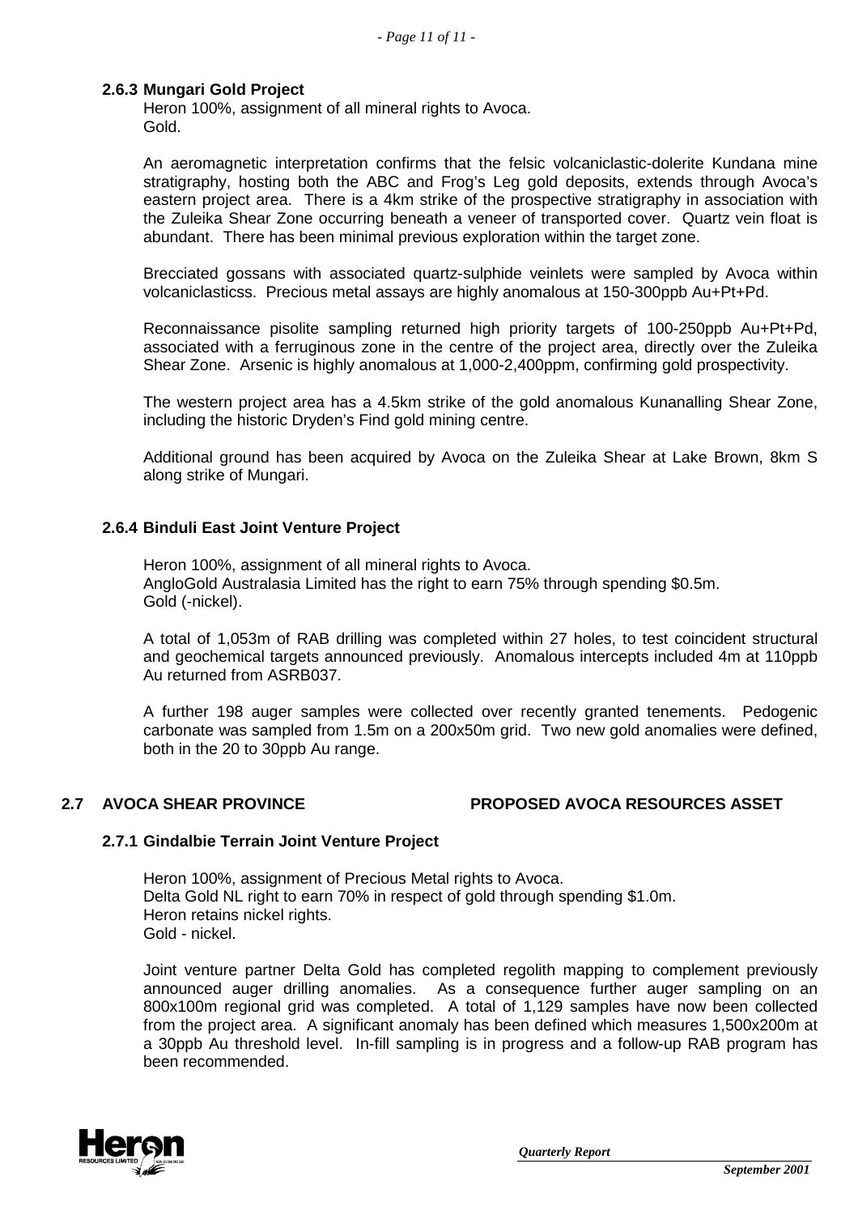### 2.6.3 Mungari Gold Project

Heron 100%, assignment of all mineral rights to Avoca.
Gold.

An aeromagnetic interpretation confirms that the felsic volcaniclastic-dolerite Kundana mine stratigraphy, hosting both the ABC and Frog's Leg gold deposits, extends through Avoca's eastern project area. There is a 4km strike of the prospective stratigraphy in association with the Zuleika Shear Zone occurring beneath a veneer of transported cover. Quartz vein float is abundant. There has been minimal previous exploration within the target zone.

Brecciated gossans with associated quartz-sulphide veinlets were sampled by Avoca within volcaniclasticss. Precious metal assays are highly anomalous at 150-300ppb Au+Pt+Pd.

Reconnaissance pisolite sampling returned high priority targets of 100-250ppb Au+Pt+Pd, associated with a ferruginous zone in the centre of the project area, directly over the Zuleika Shear Zone. Arsenic is highly anomalous at 1,000-2,400ppm, confirming gold prospectivity.

The western project area has a 4.5km strike of the gold anomalous Kunanalling Shear Zone, including the historic Dryden's Find gold mining centre.

Additional ground has been acquired by Avoca on the Zuleika Shear at Lake Brown, 8km S along strike of Mungari.

### 2.6.4 Binduli East Joint Venture Project

Heron 100%, assignment of all mineral rights to Avoca.
AngloGold Australasia Limited has the right to earn 75% through spending \$0.5m.
Gold (-nickel).

A total of 1,053m of RAB drilling was completed within 27 holes, to test coincident structural and geochemical targets announced previously. Anomalous intercepts included 4m at 110ppb Au returned from ASRB037.

A further 198 auger samples were collected over recently granted tenements. Pedogenic carbonate was sampled from 1.5m on a 200x50m grid. Two new gold anomalies were defined, both in the 20 to 30ppb Au range.

## 2.7 AVOCA SHEAR PROVINCE — PROPOSED AVOCA RESOURCES ASSET

### 2.7.1 Gindalbie Terrain Joint Venture Project

Heron 100%, assignment of Precious Metal rights to Avoca.
Delta Gold NL right to earn 70% in respect of gold through spending \$1.0m.
Heron retains nickel rights.
Gold - nickel.

Joint venture partner Delta Gold has completed regolith mapping to complement previously announced auger drilling anomalies. As a consequence further auger sampling on an 800x100m regional grid was completed. A total of 1,129 samples have now been collected from the project area. A significant anomaly has been defined which measures 1,500x200m at a 30ppb Au threshold level. In-fill sampling is in progress and a follow-up RAB program has been recommended.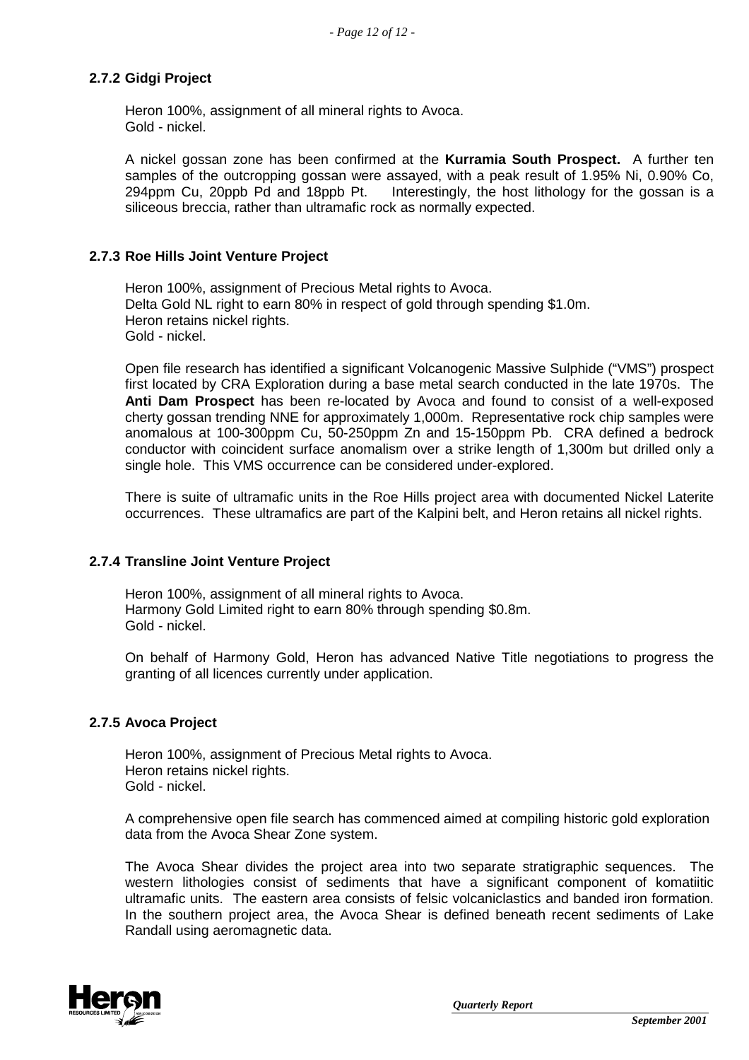### 2.7.2 Gidgi Project

Heron 100%, assignment of all mineral rights to Avoca.
Gold - nickel.

A nickel gossan zone has been confirmed at the **Kurramia South Prospect.** A further ten samples of the outcropping gossan were assayed, with a peak result of 1.95% Ni, 0.90% Co, 294ppm Cu, 20ppb Pd and 18ppb Pt. Interestingly, the host lithology for the gossan is a siliceous breccia, rather than ultramafic rock as normally expected.

### 2.7.3 Roe Hills Joint Venture Project

Heron 100%, assignment of Precious Metal rights to Avoca.
Delta Gold NL right to earn 80% in respect of gold through spending \$1.0m.
Heron retains nickel rights.
Gold - nickel.

Open file research has identified a significant Volcanogenic Massive Sulphide ("VMS") prospect first located by CRA Exploration during a base metal search conducted in the late 1970s. The **Anti Dam Prospect** has been re-located by Avoca and found to consist of a well-exposed cherty gossan trending NNE for approximately 1,000m. Representative rock chip samples were anomalous at 100-300ppm Cu, 50-250ppm Zn and 15-150ppm Pb. CRA defined a bedrock conductor with coincident surface anomalism over a strike length of 1,300m but drilled only a single hole. This VMS occurrence can be considered under-explored.

There is suite of ultramafic units in the Roe Hills project area with documented Nickel Laterite occurrences. These ultramafics are part of the Kalpini belt, and Heron retains all nickel rights.

### 2.7.4 Transline Joint Venture Project

Heron 100%, assignment of all mineral rights to Avoca.
Harmony Gold Limited right to earn 80% through spending \$0.8m.
Gold - nickel.

On behalf of Harmony Gold, Heron has advanced Native Title negotiations to progress the granting of all licences currently under application.

### 2.7.5 Avoca Project

Heron 100%, assignment of Precious Metal rights to Avoca.
Heron retains nickel rights.
Gold - nickel.

A comprehensive open file search has commenced aimed at compiling historic gold exploration data from the Avoca Shear Zone system.

The Avoca Shear divides the project area into two separate stratigraphic sequences. The western lithologies consist of sediments that have a significant component of komatiitic ultramafic units. The eastern area consists of felsic volcaniclastics and banded iron formation. In the southern project area, the Avoca Shear is defined beneath recent sediments of Lake Randall using aeromagnetic data.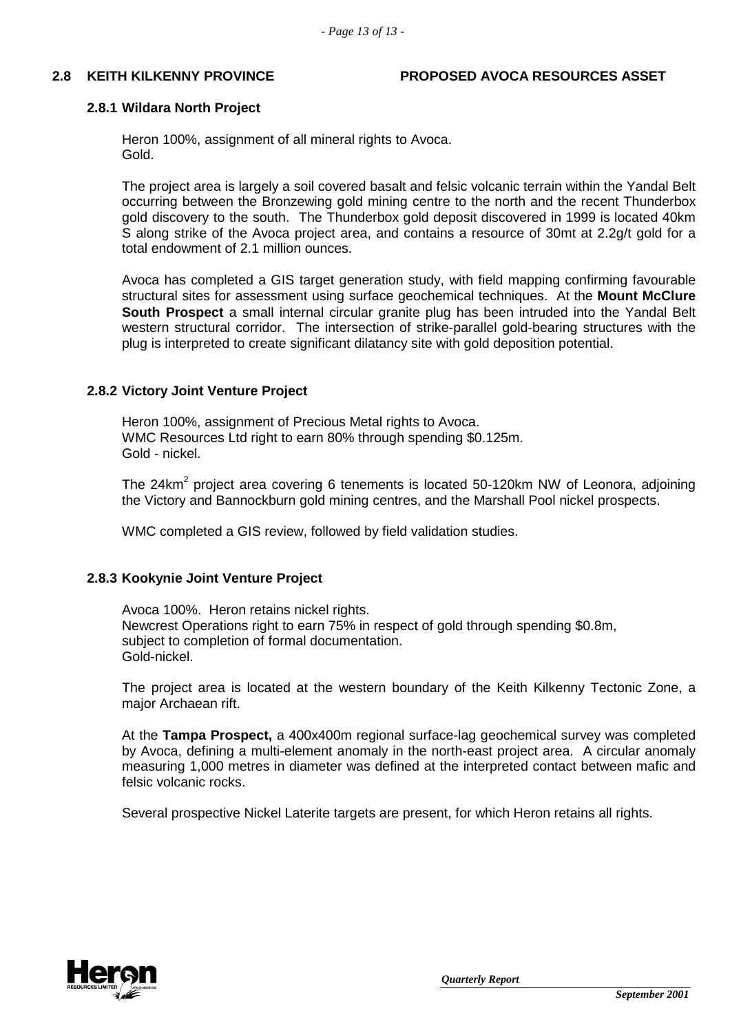## 2.8 KEITH KILKENNY PROVINCE PROPOSED AVOCA RESOURCES ASSET

### 2.8.1 Wildara North Project

Heron 100%, assignment of all mineral rights to Avoca.
Gold.

The project area is largely a soil covered basalt and felsic volcanic terrain within the Yandal Belt occurring between the Bronzewing gold mining centre to the north and the recent Thunderbox gold discovery to the south. The Thunderbox gold deposit discovered in 1999 is located 40km S along strike of the Avoca project area, and contains a resource of 30mt at 2.2g/t gold for a total endowment of 2.1 million ounces.

Avoca has completed a GIS target generation study, with field mapping confirming favourable structural sites for assessment using surface geochemical techniques. At the **Mount McClure South Prospect** a small internal circular granite plug has been intruded into the Yandal Belt western structural corridor. The intersection of strike-parallel gold-bearing structures with the plug is interpreted to create significant dilatancy site with gold deposition potential.

### 2.8.2 Victory Joint Venture Project

Heron 100%, assignment of Precious Metal rights to Avoca.
WMC Resources Ltd right to earn 80% through spending \$0.125m.
Gold - nickel.

The 24km$^2$ project area covering 6 tenements is located 50-120km NW of Leonora, adjoining the Victory and Bannockburn gold mining centres, and the Marshall Pool nickel prospects.

WMC completed a GIS review, followed by field validation studies.

### 2.8.3 Kookynie Joint Venture Project

Avoca 100%. Heron retains nickel rights.
Newcrest Operations right to earn 75% in respect of gold through spending \$0.8m, subject to completion of formal documentation.
Gold-nickel.

The project area is located at the western boundary of the Keith Kilkenny Tectonic Zone, a major Archaean rift.

At the **Tampa Prospect,** a 400x400m regional surface-lag geochemical survey was completed by Avoca, defining a multi-element anomaly in the north-east project area. A circular anomaly measuring 1,000 metres in diameter was defined at the interpreted contact between mafic and felsic volcanic rocks.

Several prospective Nickel Laterite targets are present, for which Heron retains all rights.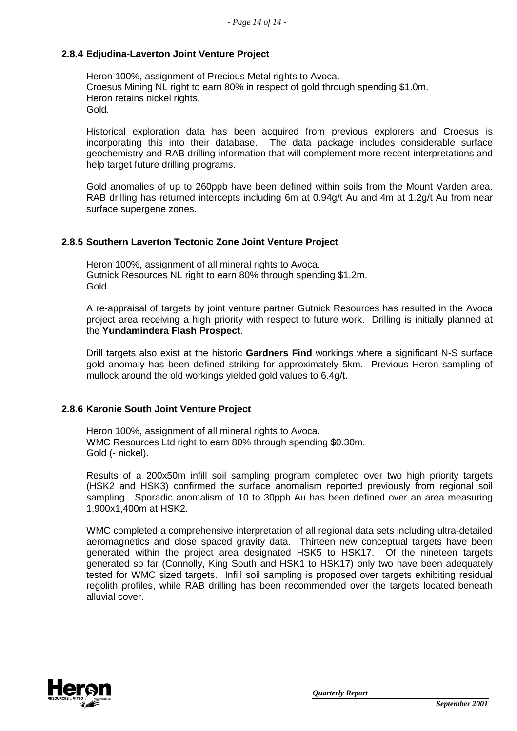### 2.8.4 Edjudina-Laverton Joint Venture Project

Heron 100%, assignment of Precious Metal rights to Avoca.
Croesus Mining NL right to earn 80% in respect of gold through spending \$1.0m.
Heron retains nickel rights.
Gold.

Historical exploration data has been acquired from previous explorers and Croesus is incorporating this into their database. The data package includes considerable surface geochemistry and RAB drilling information that will complement more recent interpretations and help target future drilling programs.

Gold anomalies of up to 260ppb have been defined within soils from the Mount Varden area. RAB drilling has returned intercepts including 6m at 0.94g/t Au and 4m at 1.2g/t Au from near surface supergene zones.

### 2.8.5 Southern Laverton Tectonic Zone Joint Venture Project

Heron 100%, assignment of all mineral rights to Avoca.
Gutnick Resources NL right to earn 80% through spending \$1.2m.
Gold.

A re-appraisal of targets by joint venture partner Gutnick Resources has resulted in the Avoca project area receiving a high priority with respect to future work. Drilling is initially planned at the **Yundamindera Flash Prospect**.

Drill targets also exist at the historic **Gardners Find** workings where a significant N-S surface gold anomaly has been defined striking for approximately 5km. Previous Heron sampling of mullock around the old workings yielded gold values to 6.4g/t.

### 2.8.6 Karonie South Joint Venture Project

Heron 100%, assignment of all mineral rights to Avoca.
WMC Resources Ltd right to earn 80% through spending \$0.30m.
Gold (- nickel).

Results of a 200x50m infill soil sampling program completed over two high priority targets (HSK2 and HSK3) confirmed the surface anomalism reported previously from regional soil sampling. Sporadic anomalism of 10 to 30ppb Au has been defined over an area measuring 1,900x1,400m at HSK2.

WMC completed a comprehensive interpretation of all regional data sets including ultra-detailed aeromagnetics and close spaced gravity data. Thirteen new conceptual targets have been generated within the project area designated HSK5 to HSK17. Of the nineteen targets generated so far (Connolly, King South and HSK1 to HSK17) only two have been adequately tested for WMC sized targets. Infill soil sampling is proposed over targets exhibiting residual regolith profiles, while RAB drilling has been recommended over the targets located beneath alluvial cover.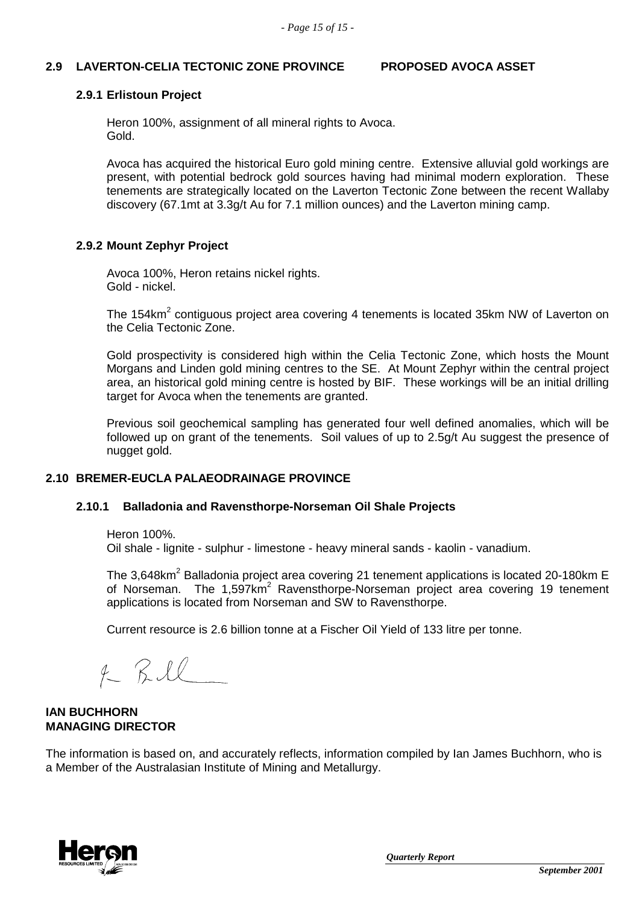## 2.9 LAVERTON-CELIA TECTONIC ZONE PROVINCE PROPOSED AVOCA ASSET

### 2.9.1 Erlistoun Project

Heron 100%, assignment of all mineral rights to Avoca.
Gold.

Avoca has acquired the historical Euro gold mining centre. Extensive alluvial gold workings are present, with potential bedrock gold sources having had minimal modern exploration. These tenements are strategically located on the Laverton Tectonic Zone between the recent Wallaby discovery (67.1mt at 3.3g/t Au for 7.1 million ounces) and the Laverton mining camp.

### 2.9.2 Mount Zephyr Project

Avoca 100%, Heron retains nickel rights.
Gold - nickel.

The 154km$^2$ contiguous project area covering 4 tenements is located 35km NW of Laverton on the Celia Tectonic Zone.

Gold prospectivity is considered high within the Celia Tectonic Zone, which hosts the Mount Morgans and Linden gold mining centres to the SE. At Mount Zephyr within the central project area, an historical gold mining centre is hosted by BIF. These workings will be an initial drilling target for Avoca when the tenements are granted.

Previous soil geochemical sampling has generated four well defined anomalies, which will be followed up on grant of the tenements. Soil values of up to 2.5g/t Au suggest the presence of nugget gold.

## 2.10 BREMER-EUCLA PALAEODRAINAGE PROVINCE

### 2.10.1 Balladonia and Ravensthorpe-Norseman Oil Shale Projects

Heron 100%.
Oil shale - lignite - sulphur - limestone - heavy mineral sands - kaolin - vanadium.

The 3,648km$^2$ Balladonia project area covering 21 tenement applications is located 20-180km E of Norseman. The 1,597km$^2$ Ravensthorpe-Norseman project area covering 19 tenement applications is located from Norseman and SW to Ravensthorpe.

Current resource is 2.6 billion tonne at a Fischer Oil Yield of 133 litre per tonne.

**IAN BUCHHORN**
**MANAGING DIRECTOR**

The information is based on, and accurately reflects, information compiled by Ian James Buchhorn, who is a Member of the Australasian Institute of Mining and Metallurgy.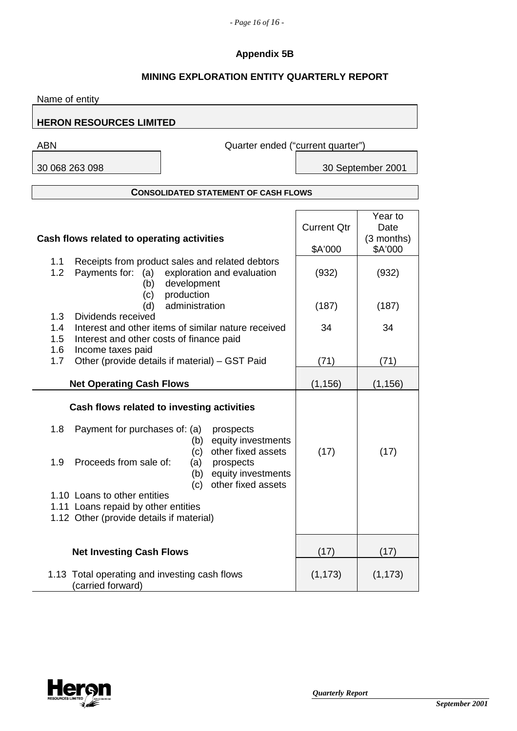## Appendix 5B

## MINING EXPLORATION ENTITY QUARTERLY REPORT

Name of entity

**HERON RESOURCES LIMITED**

| ABN | Quarter ended ("current quarter") |
|---|---|
| 30 068 263 098 | 30 September 2001 |

### CONSOLIDATED STATEMENT OF CASH FLOWS

| Cash flows related to operating activities | Current Qtr<br>$A'000 | Year to Date (3 months)<br>$A'000 |
|---|---|---|
| 1.1 Receipts from product sales and related debtors | | |
| 1.2 Payments for: (a) exploration and evaluation | (932) | (932) |
| (b) development | | |
| (c) production | | |
| (d) administration | (187) | (187) |
| 1.3 Dividends received | | |
| 1.4 Interest and other items of similar nature received | 34 | 34 |
| 1.5 Interest and other costs of finance paid | | |
| 1.6 Income taxes paid | | |
| 1.7 Other (provide details if material) – GST Paid | (71) | (71) |
| **Net Operating Cash Flows** | (1,156) | (1,156) |
| **Cash flows related to investing activities** | | |
| 1.8 Payment for purchases of: (a) prospects | | |
| (b) equity investments | | |
| (c) other fixed assets | (17) | (17) |
| 1.9 Proceeds from sale of: (a) prospects | | |
| (b) equity investments | | |
| (c) other fixed assets | | |
| 1.10 Loans to other entities | | |
| 1.11 Loans repaid by other entities | | |
| 1.12 Other (provide details if material) | | |
| **Net Investing Cash Flows** | (17) | (17) |
| 1.13 Total operating and investing cash flows (carried forward) | (1,173) | (1,173) |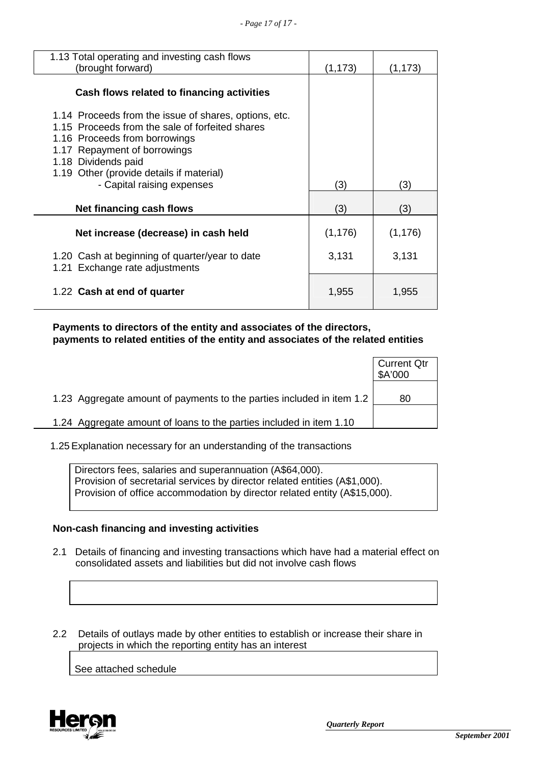| | | |
|---|---|---|
| 1.13 Total operating and investing cash flows (brought forward) | (1,173) | (1,173) |
| **Cash flows related to financing activities** | | |
| 1.14 Proceeds from the issue of shares, options, etc. | | |
| 1.15 Proceeds from the sale of forfeited shares | | |
| 1.16 Proceeds from borrowings | | |
| 1.17 Repayment of borrowings | | |
| 1.18 Dividends paid | | |
| 1.19 Other (provide details if material) - Capital raising expenses | (3) | (3) |
| **Net financing cash flows** | (3) | (3) |
| **Net increase (decrease) in cash held** | (1,176) | (1,176) |
| 1.20 Cash at beginning of quarter/year to date | 3,131 | 3,131 |
| 1.21 Exchange rate adjustments | | |
| 1.22 **Cash at end of quarter** | 1,955 | 1,955 |

**Payments to directors of the entity and associates of the directors, payments to related entities of the entity and associates of the related entities**

| | Current Qtr $A'000 |
|---|---|
| 1.23 Aggregate amount of payments to the parties included in item 1.2 | 80 |
| 1.24 Aggregate amount of loans to the parties included in item 1.10 | |

1.25 Explanation necessary for an understanding of the transactions

Directors fees, salaries and superannuation (A$64,000).
Provision of secretarial services by director related entities (A$1,000).
Provision of office accommodation by director related entity (A$15,000).

**Non-cash financing and investing activities**

2.1 Details of financing and investing transactions which have had a material effect on consolidated assets and liabilities but did not involve cash flows

2.2 Details of outlays made by other entities to establish or increase their share in projects in which the reporting entity has an interest

See attached schedule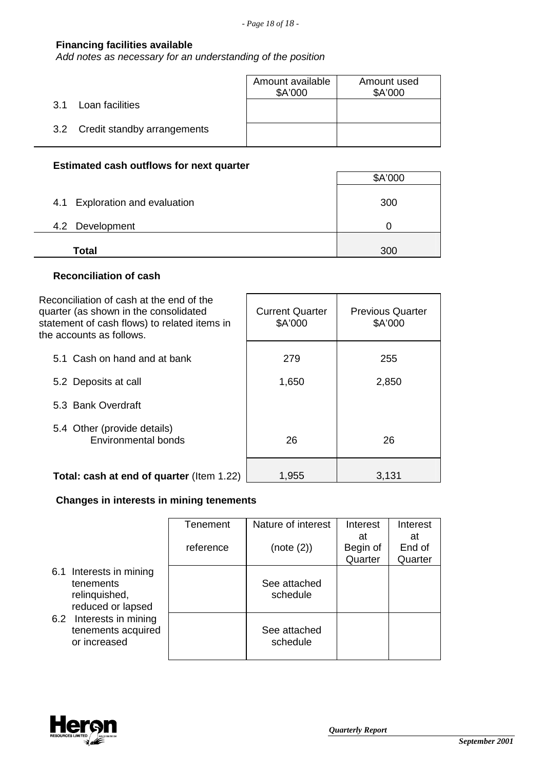**Financing facilities available**

*Add notes as necessary for an understanding of the position*

| | Amount available $A'000 | Amount used $A'000 |
|---|---|---|
| 3.1 Loan facilities | | |
| 3.2 Credit standby arrangements | | |

**Estimated cash outflows for next quarter**

| | $A'000 |
|---|---|
| 4.1 Exploration and evaluation | 300 |
| 4.2 Development | 0 |
| **Total** | 300 |

**Reconciliation of cash**

| Reconciliation of cash at the end of the quarter (as shown in the consolidated statement of cash flows) to related items in the accounts as follows. | Current Quarter $A'000 | Previous Quarter $A'000 |
|---|---|---|
| 5.1 Cash on hand and at bank | 279 | 255 |
| 5.2 Deposits at call | 1,650 | 2,850 |
| 5.3 Bank Overdraft | | |
| 5.4 Other (provide details) Environmental bonds | 26 | 26 |
| **Total: cash at end of quarter** (Item 1.22) | 1,955 | 3,131 |

**Changes in interests in mining tenements**

| | Tenement reference | Nature of interest (note (2)) | Interest at Begin of Quarter | Interest at End of Quarter |
|---|---|---|---|---|
| 6.1 Interests in mining tenements relinquished, reduced or lapsed | | See attached schedule | | |
| 6.2 Interests in mining tenements acquired or increased | | See attached schedule | | |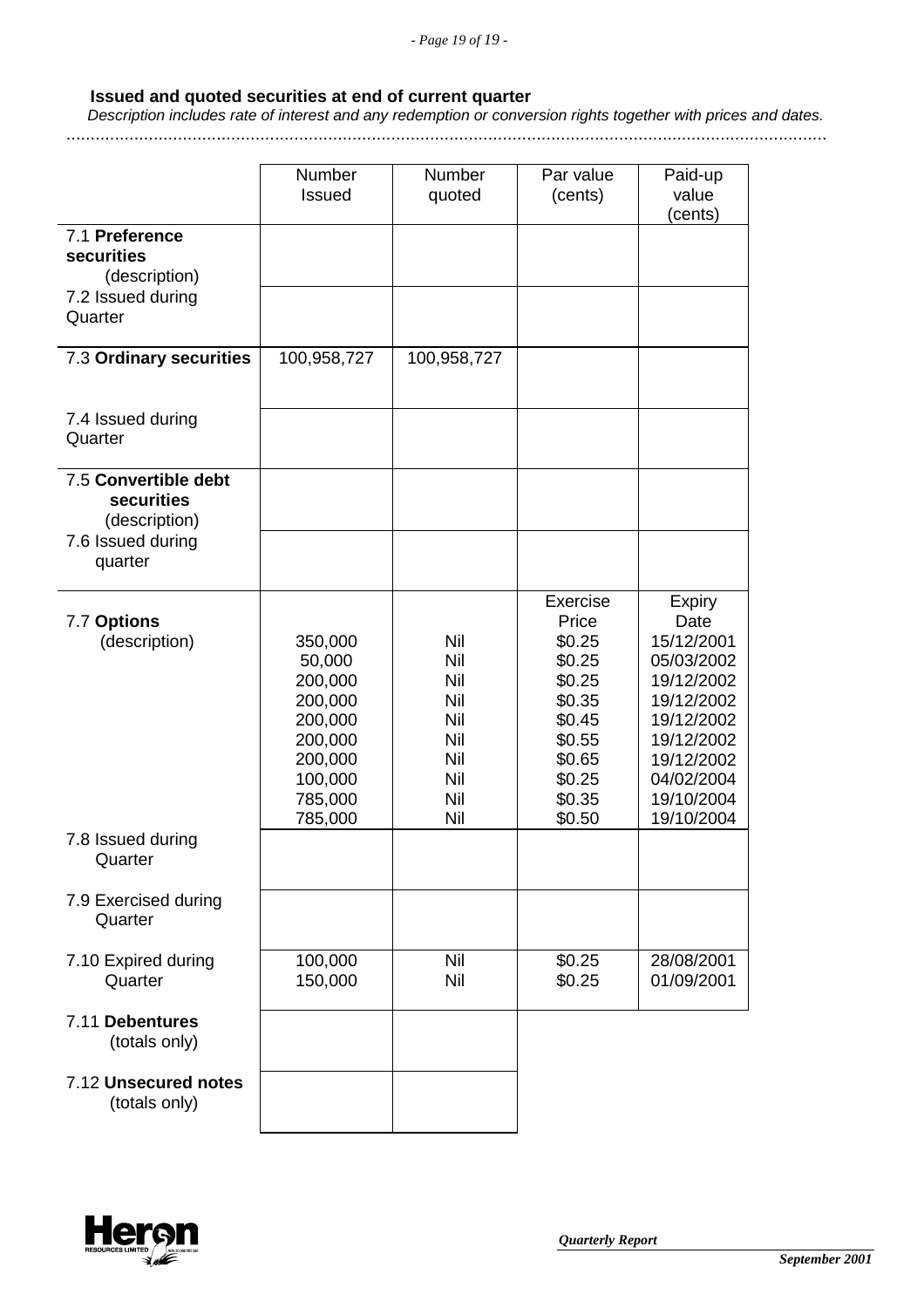**Issued and quoted securities at end of current quarter**

*Description includes rate of interest and any redemption or conversion rights together with prices and dates.*

| | Number Issued | Number quoted | Par value (cents) | Paid-up value (cents) |
|---|---|---|---|---|
| 7.1 **Preference securities** (description) | | | | |
| 7.2 Issued during Quarter | | | | |
| 7.3 **Ordinary securities** | 100,958,727 | 100,958,727 | | |
| 7.4 Issued during Quarter | | | | |
| 7.5 **Convertible debt securities** (description) | | | | |
| 7.6 Issued during quarter | | | | |
| | | | Exercise Price | Expiry Date |
| 7.7 **Options** (description) | 350,000 | Nil | $0.25 | 15/12/2001 |
| | 50,000 | Nil | $0.25 | 05/03/2002 |
| | 200,000 | Nil | $0.25 | 19/12/2002 |
| | 200,000 | Nil | $0.35 | 19/12/2002 |
| | 200,000 | Nil | $0.45 | 19/12/2002 |
| | 200,000 | Nil | $0.55 | 19/12/2002 |
| | 200,000 | Nil | $0.65 | 19/12/2002 |
| | 100,000 | Nil | $0.25 | 04/02/2004 |
| | 785,000 | Nil | $0.35 | 19/10/2004 |
| | 785,000 | Nil | $0.50 | 19/10/2004 |
| 7.8 Issued during Quarter | | | | |
| 7.9 Exercised during Quarter | | | | |
| 7.10 Expired during Quarter | 100,000 | Nil | $0.25 | 28/08/2001 |
| | 150,000 | Nil | $0.25 | 01/09/2001 |
| 7.11 **Debentures** (totals only) | | | | |
| 7.12 **Unsecured notes** (totals only) | | | | |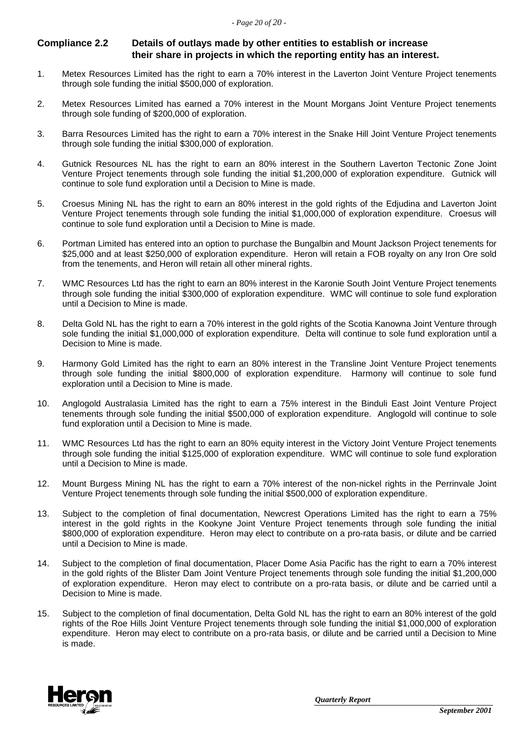## Compliance 2.2 Details of outlays made by other entities to establish or increase their share in projects in which the reporting entity has an interest.

1. Metex Resources Limited has the right to earn a 70% interest in the Laverton Joint Venture Project tenements through sole funding the initial $500,000 of exploration.

2. Metex Resources Limited has earned a 70% interest in the Mount Morgans Joint Venture Project tenements through sole funding of $200,000 of exploration.

3. Barra Resources Limited has the right to earn a 70% interest in the Snake Hill Joint Venture Project tenements through sole funding the initial $300,000 of exploration.

4. Gutnick Resources NL has the right to earn an 80% interest in the Southern Laverton Tectonic Zone Joint Venture Project tenements through sole funding the initial $1,200,000 of exploration expenditure. Gutnick will continue to sole fund exploration until a Decision to Mine is made.

5. Croesus Mining NL has the right to earn an 80% interest in the gold rights of the Edjudina and Laverton Joint Venture Project tenements through sole funding the initial $1,000,000 of exploration expenditure. Croesus will continue to sole fund exploration until a Decision to Mine is made.

6. Portman Limited has entered into an option to purchase the Bungalbin and Mount Jackson Project tenements for $25,000 and at least $250,000 of exploration expenditure. Heron will retain a FOB royalty on any Iron Ore sold from the tenements, and Heron will retain all other mineral rights.

7. WMC Resources Ltd has the right to earn an 80% interest in the Karonie South Joint Venture Project tenements through sole funding the initial $300,000 of exploration expenditure. WMC will continue to sole fund exploration until a Decision to Mine is made.

8. Delta Gold NL has the right to earn a 70% interest in the gold rights of the Scotia Kanowna Joint Venture through sole funding the initial $1,000,000 of exploration expenditure. Delta will continue to sole fund exploration until a Decision to Mine is made.

9. Harmony Gold Limited has the right to earn an 80% interest in the Transline Joint Venture Project tenements through sole funding the initial $800,000 of exploration expenditure. Harmony will continue to sole fund exploration until a Decision to Mine is made.

10. Anglogold Australasia Limited has the right to earn a 75% interest in the Binduli East Joint Venture Project tenements through sole funding the initial $500,000 of exploration expenditure. Anglogold will continue to sole fund exploration until a Decision to Mine is made.

11. WMC Resources Ltd has the right to earn an 80% equity interest in the Victory Joint Venture Project tenements through sole funding the initial $125,000 of exploration expenditure. WMC will continue to sole fund exploration until a Decision to Mine is made.

12. Mount Burgess Mining NL has the right to earn a 70% interest of the non-nickel rights in the Perrinvale Joint Venture Project tenements through sole funding the initial $500,000 of exploration expenditure.

13. Subject to the completion of final documentation, Newcrest Operations Limited has the right to earn a 75% interest in the gold rights in the Kookyne Joint Venture Project tenements through sole funding the initial $800,000 of exploration expenditure. Heron may elect to contribute on a pro-rata basis, or dilute and be carried until a Decision to Mine is made.

14. Subject to the completion of final documentation, Placer Dome Asia Pacific has the right to earn a 70% interest in the gold rights of the Blister Dam Joint Venture Project tenements through sole funding the initial $1,200,000 of exploration expenditure. Heron may elect to contribute on a pro-rata basis, or dilute and be carried until a Decision to Mine is made.

15. Subject to the completion of final documentation, Delta Gold NL has the right to earn an 80% interest of the gold rights of the Roe Hills Joint Venture Project tenements through sole funding the initial $1,000,000 of exploration expenditure. Heron may elect to contribute on a pro-rata basis, or dilute and be carried until a Decision to Mine is made.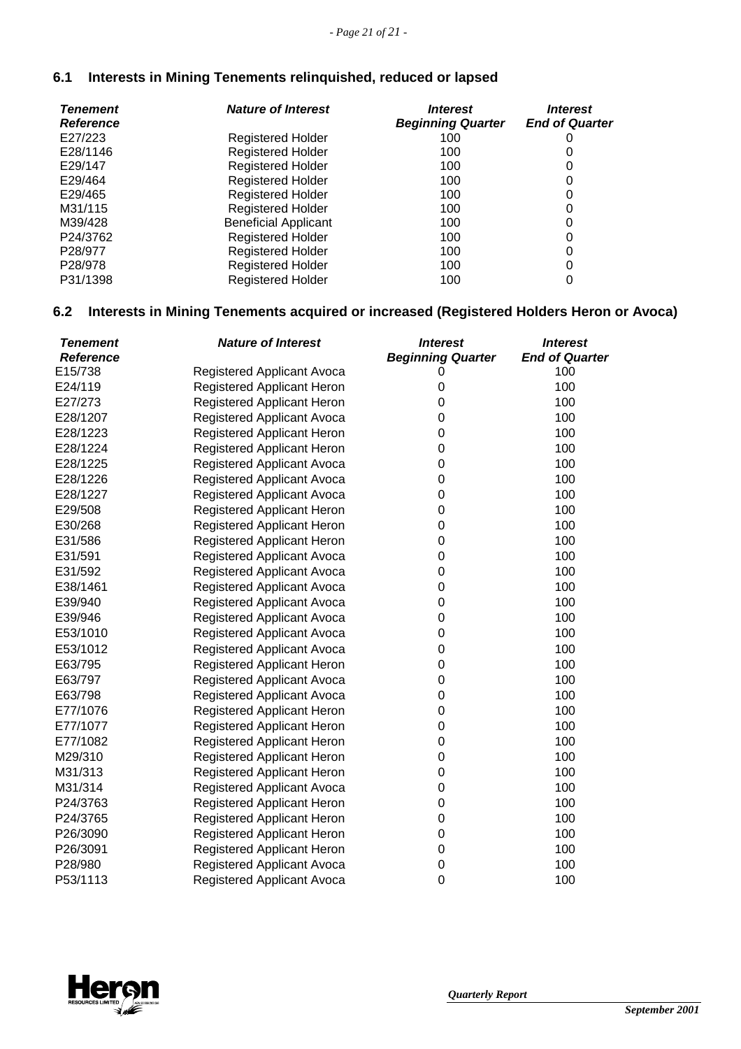## 6.1 Interests in Mining Tenements relinquished, reduced or lapsed

| *Tenement Reference* | *Nature of Interest* | *Interest Beginning Quarter* | *Interest End of Quarter* |
|---|---|---|---|
| E27/223 | Registered Holder | 100 | 0 |
| E28/1146 | Registered Holder | 100 | 0 |
| E29/147 | Registered Holder | 100 | 0 |
| E29/464 | Registered Holder | 100 | 0 |
| E29/465 | Registered Holder | 100 | 0 |
| M31/115 | Registered Holder | 100 | 0 |
| M39/428 | Beneficial Applicant | 100 | 0 |
| P24/3762 | Registered Holder | 100 | 0 |
| P28/977 | Registered Holder | 100 | 0 |
| P28/978 | Registered Holder | 100 | 0 |
| P31/1398 | Registered Holder | 100 | 0 |

## 6.2 Interests in Mining Tenements acquired or increased (Registered Holders Heron or Avoca)

| *Tenement Reference* | *Nature of Interest* | *Interest Beginning Quarter* | *Interest End of Quarter* |
|---|---|---|---|
| E15/738 | Registered Applicant Avoca | 0 | 100 |
| E24/119 | Registered Applicant Heron | 0 | 100 |
| E27/273 | Registered Applicant Heron | 0 | 100 |
| E28/1207 | Registered Applicant Avoca | 0 | 100 |
| E28/1223 | Registered Applicant Heron | 0 | 100 |
| E28/1224 | Registered Applicant Heron | 0 | 100 |
| E28/1225 | Registered Applicant Avoca | 0 | 100 |
| E28/1226 | Registered Applicant Avoca | 0 | 100 |
| E28/1227 | Registered Applicant Avoca | 0 | 100 |
| E29/508 | Registered Applicant Heron | 0 | 100 |
| E30/268 | Registered Applicant Heron | 0 | 100 |
| E31/586 | Registered Applicant Heron | 0 | 100 |
| E31/591 | Registered Applicant Avoca | 0 | 100 |
| E31/592 | Registered Applicant Avoca | 0 | 100 |
| E38/1461 | Registered Applicant Avoca | 0 | 100 |
| E39/940 | Registered Applicant Avoca | 0 | 100 |
| E39/946 | Registered Applicant Avoca | 0 | 100 |
| E53/1010 | Registered Applicant Avoca | 0 | 100 |
| E53/1012 | Registered Applicant Avoca | 0 | 100 |
| E63/795 | Registered Applicant Heron | 0 | 100 |
| E63/797 | Registered Applicant Avoca | 0 | 100 |
| E63/798 | Registered Applicant Avoca | 0 | 100 |
| E77/1076 | Registered Applicant Heron | 0 | 100 |
| E77/1077 | Registered Applicant Heron | 0 | 100 |
| E77/1082 | Registered Applicant Heron | 0 | 100 |
| M29/310 | Registered Applicant Heron | 0 | 100 |
| M31/313 | Registered Applicant Heron | 0 | 100 |
| M31/314 | Registered Applicant Avoca | 0 | 100 |
| P24/3763 | Registered Applicant Heron | 0 | 100 |
| P24/3765 | Registered Applicant Heron | 0 | 100 |
| P26/3090 | Registered Applicant Heron | 0 | 100 |
| P26/3091 | Registered Applicant Heron | 0 | 100 |
| P28/980 | Registered Applicant Avoca | 0 | 100 |
| P53/1113 | Registered Applicant Avoca | 0 | 100 |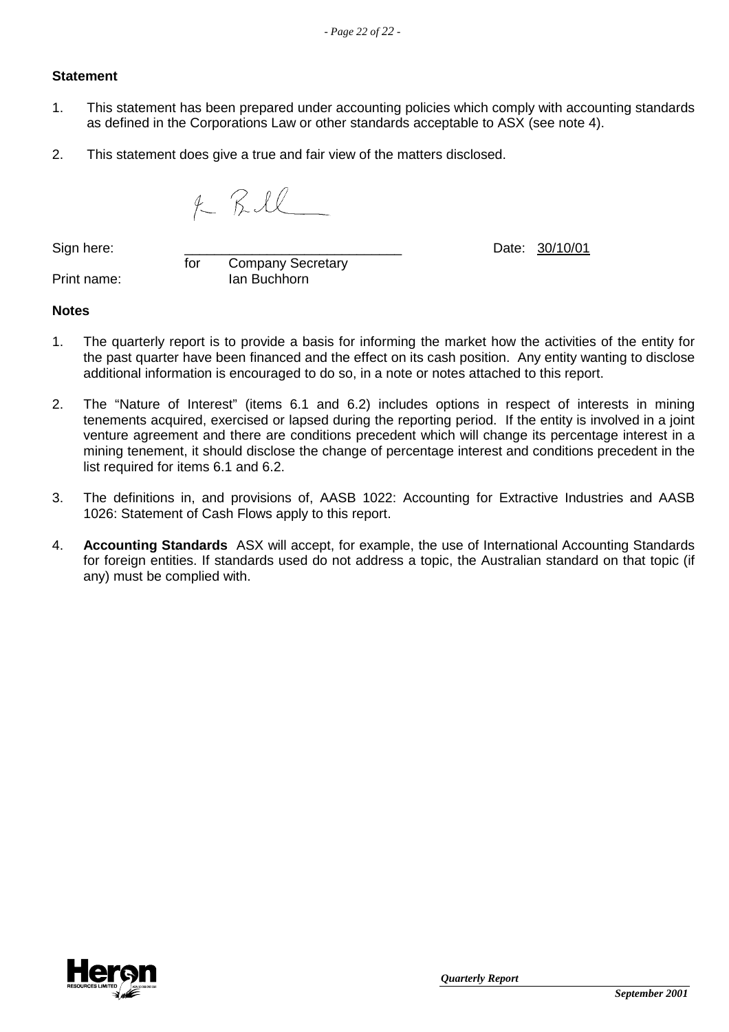**Statement**

1. This statement has been prepared under accounting policies which comply with accounting standards as defined in the Corporations Law or other standards acceptable to ASX (see note 4).

2. This statement does give a true and fair view of the matters disclosed.

Sign here: ____________________________ Date: 30/10/01
for Company Secretary

Print name: Ian Buchhorn

**Notes**

1. The quarterly report is to provide a basis for informing the market how the activities of the entity for the past quarter have been financed and the effect on its cash position. Any entity wanting to disclose additional information is encouraged to do so, in a note or notes attached to this report.

2. The "Nature of Interest" (items 6.1 and 6.2) includes options in respect of interests in mining tenements acquired, exercised or lapsed during the reporting period. If the entity is involved in a joint venture agreement and there are conditions precedent which will change its percentage interest in a mining tenement, it should disclose the change of percentage interest and conditions precedent in the list required for items 6.1 and 6.2.

3. The definitions in, and provisions of, AASB 1022: Accounting for Extractive Industries and AASB 1026: Statement of Cash Flows apply to this report.

4. **Accounting Standards** ASX will accept, for example, the use of International Accounting Standards for foreign entities. If standards used do not address a topic, the Australian standard on that topic (if any) must be complied with.